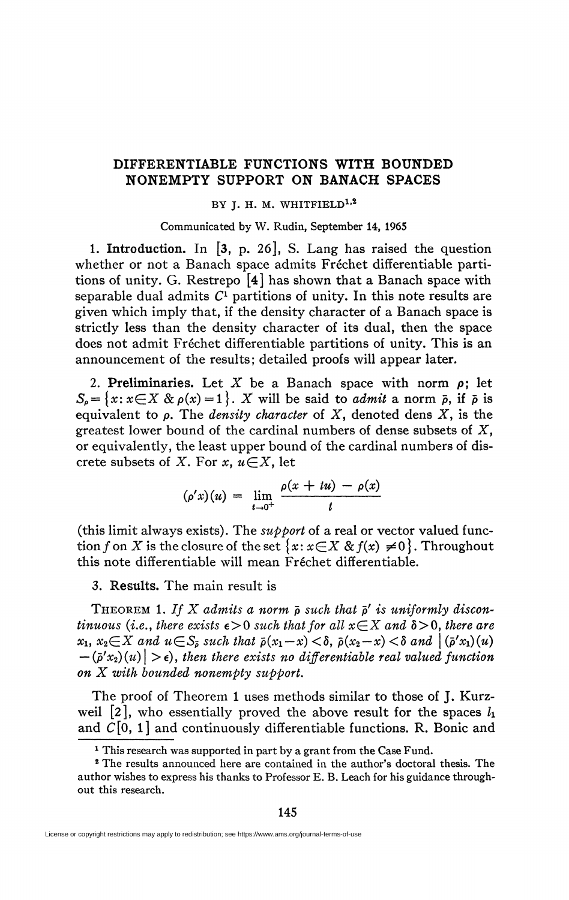# DIFFERENTIABLE FUNCTIONS WITH BOUNDED NONEMPTY SUPPORT ON BANACH SPACES

BY J. H. M. WHITFIELD[1,2]

Communicated by W. Rudin, September 14, 1965

**1. Introduction.** In [3, p. 26], S. Lang has raised the question whether or not a Banach space admits Fréchet differentiable partitions of unity. G. Restrepo [4] has shown that a Banach space with separable dual admits $C^1$ partitions of unity. In this note results are given which imply that, if the density character of a Banach space is strictly less than the density character of its dual, then the space does not admit Fréchet differentiable partitions of unity. This is an announcement of the results; detailed proofs will appear later.

**2. Preliminaries.** Let $X$ be a Banach space with norm $\rho$; let $S_\rho = \{x : x \in X \ \& \ \rho(x) = 1\}$. $X$ will be said to *admit* a norm $\bar{\rho}$, if $\bar{\rho}$ is equivalent to $\rho$. The *density character* of $X$, denoted dens $X$, is the greatest lower bound of the cardinal numbers of dense subsets of $X$, or equivalently, the least upper bound of the cardinal numbers of discrete subsets of $X$. For $x, u \in X$, let

$$(\rho' x)(u) = \lim_{t \to 0^+} \frac{\rho(x + tu) - \rho(x)}{t}$$

(this limit always exists). The *support* of a real or vector valued function $f$ on $X$ is the closure of the set $\{x : x \in X \ \& \ f(x) \neq 0\}$. Throughout this note differentiable will mean Fréchet differentiable.

**3. Results.** The main result is

THEOREM 1. *If $X$ admits a norm $\bar{\rho}$ such that $\bar{\rho}'$ is uniformly discontinuous (i.e., there exists $\epsilon > 0$ such that for all $x \in X$ and $\delta > 0$, there are $x_1, x_2 \in X$ and $u \in S_{\bar{\rho}}$ such that $\bar{\rho}(x_1 - x) < \delta$, $\bar{\rho}(x_2 - x) < \delta$ and $|(\bar{\rho}' x_1)(u) - (\bar{\rho}' x_2)(u)| > \epsilon$), then there exists no differentiable real valued function on $X$ with bounded nonempty support.*

The proof of Theorem 1 uses methods similar to those of J. Kurzweil [2], who essentially proved the above result for the spaces $l_1$ and $C[0, 1]$ and continuously differentiable functions. R. Bonic and

---

[1] This research was supported in part by a grant from the Case Fund.

[2] The results announced here are contained in the author's doctoral thesis. The author wishes to express his thanks to Professor E. B. Leach for his guidance throughout this research.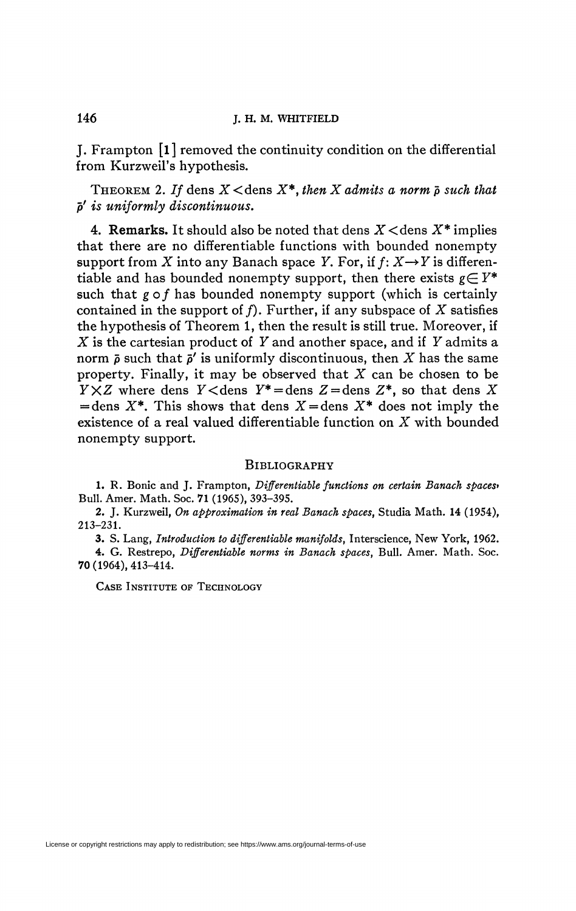J. Frampton [1] removed the continuity condition on the differential from Kurzweil's hypothesis.

THEOREM 2. *If* dens $X <$ dens $X^*$, *then* $X$ *admits a norm* $\bar{p}$ *such that* $\bar{p}'$ *is uniformly discontinuous.*

4. **Remarks.** It should also be noted that dens $X <$ dens $X^*$ implies that there are no differentiable functions with bounded nonempty support from $X$ into any Banach space $Y$. For, if $f: X \rightarrow Y$ is differentiable and has bounded nonempty support, then there exists $g \in Y^*$ such that $g \circ f$ has bounded nonempty support (which is certainly contained in the support of $f$). Further, if any subspace of $X$ satisfies the hypothesis of Theorem 1, then the result is still true. Moreover, if $X$ is the cartesian product of $Y$ and another space, and if $Y$ admits a norm $\bar{p}$ such that $\bar{p}'$ is uniformly discontinuous, then $X$ has the same property. Finally, it may be observed that $X$ can be chosen to be $Y \times Z$ where dens $Y <$ dens $Y^* =$ dens $Z =$ dens $Z^*$, so that dens $X =$ dens $X^*$. This shows that dens $X =$ dens $X^*$ does not imply the existence of a real valued differentiable function on $X$ with bounded nonempty support.

## BIBLIOGRAPHY

1. R. Bonic and J. Frampton, *Differentiable functions on certain Banach spaces*, Bull. Amer. Math. Soc. **71** (1965), 393–395.

2. J. Kurzweil, *On approximation in real Banach spaces*, Studia Math. **14** (1954), 213–231.

3. S. Lang, *Introduction to differentiable manifolds*, Interscience, New York, 1962.

4. G. Restrepo, *Differentiable norms in Banach spaces*, Bull. Amer. Math. Soc. **70** (1964), 413–414.

CASE INSTITUTE OF TECHNOLOGY